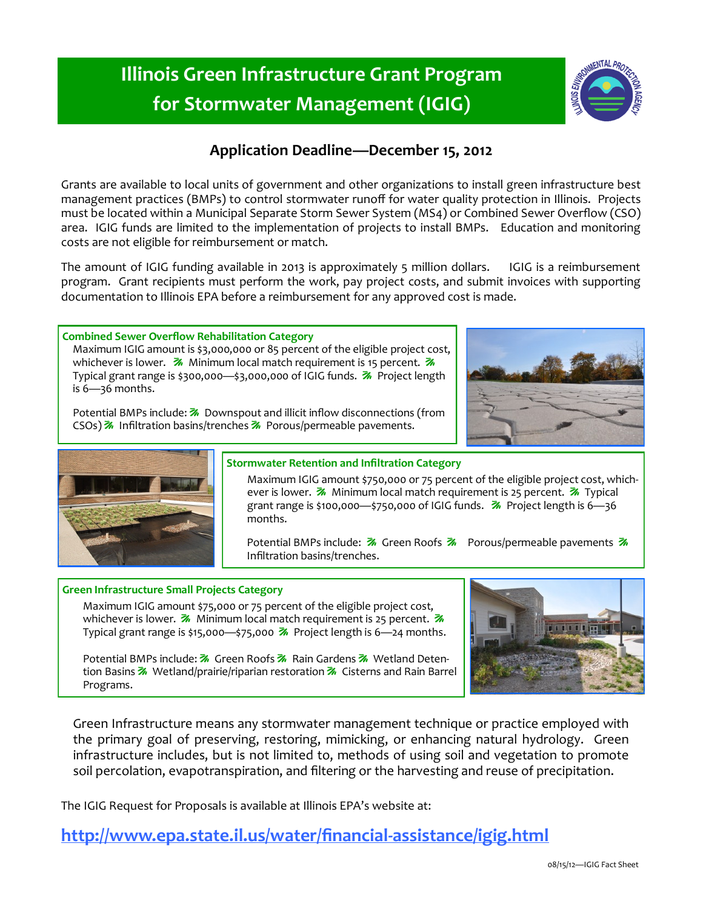# Illinois Green Infrastructure Grant Program for Stormwater Management (IGIG)

## Application Deadline—December 15, 2012

Grants are available to local units of government and other organizations to install green infrastructure best management practices (BMPs) to control stormwater runoff for water quality protection in Illinois. Projects must be located within a Municipal Separate Storm Sewer System (MS4) or Combined Sewer Overflow (CSO) area. IGIG funds are limited to the implementation of projects to install BMPs. Education and monitoring costs are not eligible for reimbursement or match.

The amount of IGIG funding available in 2013 is approximately 5 million dollars. IGIG is a reimbursement program. Grant recipients must perform the work, pay project costs, and submit invoices with supporting documentation to Illinois EPA before a reimbursement for any approved cost is made.

### Combined Sewer Overflow Rehabilitation Category

Maximum IGIG amount is $3,000,000 or 85 percent of the eligible project cost, whichever is lower. Minimum local match requirement is 15 percent. Typical grant range is $300,000—$3,000,000 of IGIG funds. Project length is 6—36 months.

Potential BMPs include: Downspout and illicit inflow disconnections (from CSOs) Infiltration basins/trenches Porous/permeable pavements.

### Stormwater Retention and Infiltration Category

Maximum IGIG amount $750,000 or 75 percent of the eligible project cost, whichever is lower. Minimum local match requirement is 25 percent. Typical grant range is $100,000—$750,000 of IGIG funds. Project length is 6—36 months.

Potential BMPs include: Green Roofs Porous/permeable pavements Infiltration basins/trenches.

### Green Infrastructure Small Projects Category

Maximum IGIG amount $75,000 or 75 percent of the eligible project cost, whichever is lower. Minimum local match requirement is 25 percent. Typical grant range is $15,000—$75,000 Project length is 6—24 months.

Potential BMPs include: Green Roofs Rain Gardens Wetland Detention Basins Wetland/prairie/riparian restoration Cisterns and Rain Barrel Programs.

Green Infrastructure means any stormwater management technique or practice employed with the primary goal of preserving, restoring, mimicking, or enhancing natural hydrology. Green infrastructure includes, but is not limited to, methods of using soil and vegetation to promote soil percolation, evapotranspiration, and filtering or the harvesting and reuse of precipitation.

The IGIG Request for Proposals is available at Illinois EPA's website at:

**http://www.epa.state.il.us/water/financial-assistance/igig.html**

08/15/12—IGIG Fact Sheet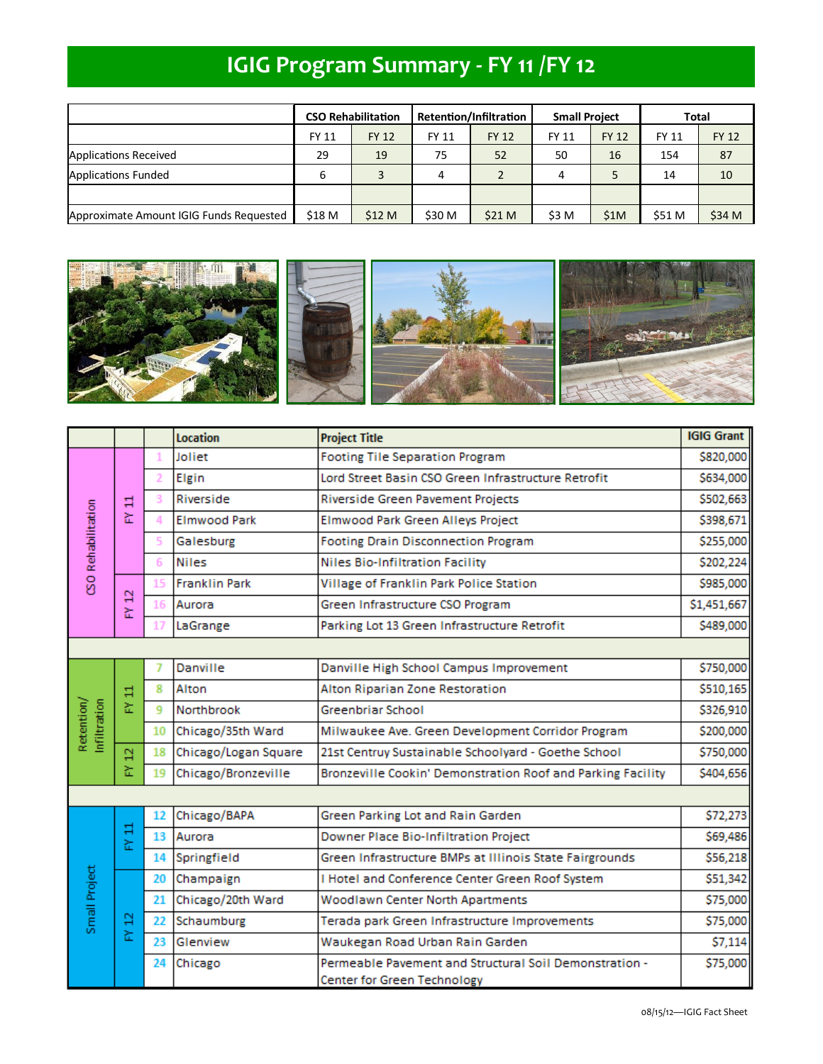# IGIG Program Summary - FY 11 /FY 12

| | CSO Rehabilitation | | Retention/Infiltration | | Small Project | | Total | |
|---|---|---|---|---|---|---|---|---|
| | FY 11 | FY 12 | FY 11 | FY 12 | FY 11 | FY 12 | FY 11 | FY 12 |
| Applications Received | 29 | 19 | 75 | 52 | 50 | 16 | 154 | 87 |
| Applications Funded | 6 | 3 | 4 | 2 | 4 | 5 | 14 | 10 |
| | | | | | | | | |
| Approximate Amount IGIG Funds Requested | $18 M | $12 M | $30 M | $21 M | $3 M | $1M | $51 M | $34 M |

| | | | Location | Project Title | IGIG Grant |
|---|---|---|---|---|---|
| CSO Rehabilitation | FY 11 | 1 | Joliet | Footing Tile Separation Program | $820,000 |
| | | 2 | Elgin | Lord Street Basin CSO Green Infrastructure Retrofit | $634,000 |
| | | 3 | Riverside | Riverside Green Pavement Projects | $502,663 |
| | | 4 | Elmwood Park | Elmwood Park Green Alleys Project | $398,671 |
| | | 5 | Galesburg | Footing Drain Disconnection Program | $255,000 |
| | | 6 | Niles | Niles Bio-Infiltration Facility | $202,224 |
| | FY 12 | 15 | Franklin Park | Village of Franklin Park Police Station | $985,000 |
| | | 16 | Aurora | Green Infrastructure CSO Program | $1,451,667 |
| | | 17 | LaGrange | Parking Lot 13 Green Infrastructure Retrofit | $489,000 |
| | | | | | |
| Retention/ Infiltration | FY 11 | 7 | Danville | Danville High School Campus Improvement | $750,000 |
| | | 8 | Alton | Alton Riparian Zone Restoration | $510,165 |
| | | 9 | Northbrook | Greenbriar School | $326,910 |
| | | 10 | Chicago/35th Ward | Milwaukee Ave. Green Development Corridor Program | $200,000 |
| | FY 12 | 18 | Chicago/Logan Square | 21st Centruy Sustainable Schoolyard - Goethe School | $750,000 |
| | | 19 | Chicago/Bronzeville | Bronzeville Cookin' Demonstration Roof and Parking Facility | $404,656 |
| | | | | | |
| Small Project | FY 11 | 12 | Chicago/BAPA | Green Parking Lot and Rain Garden | $72,273 |
| | | 13 | Aurora | Downer Place Bio-Infiltration Project | $69,486 |
| | | 14 | Springfield | Green Infrastructure BMPs at Illinois State Fairgrounds | $56,218 |
| | FY 12 | 20 | Champaign | I Hotel and Conference Center Green Roof System | $51,342 |
| | | 21 | Chicago/20th Ward | Woodlawn Center North Apartments | $75,000 |
| | | 22 | Schaumburg | Terada park Green Infrastructure Improvements | $75,000 |
| | | 23 | Glenview | Waukegan Road Urban Rain Garden | $7,114 |
| | | 24 | Chicago | Permeable Pavement and Structural Soil Demonstration - Center for Green Technology | $75,000 |

08/15/12—IGIG Fact Sheet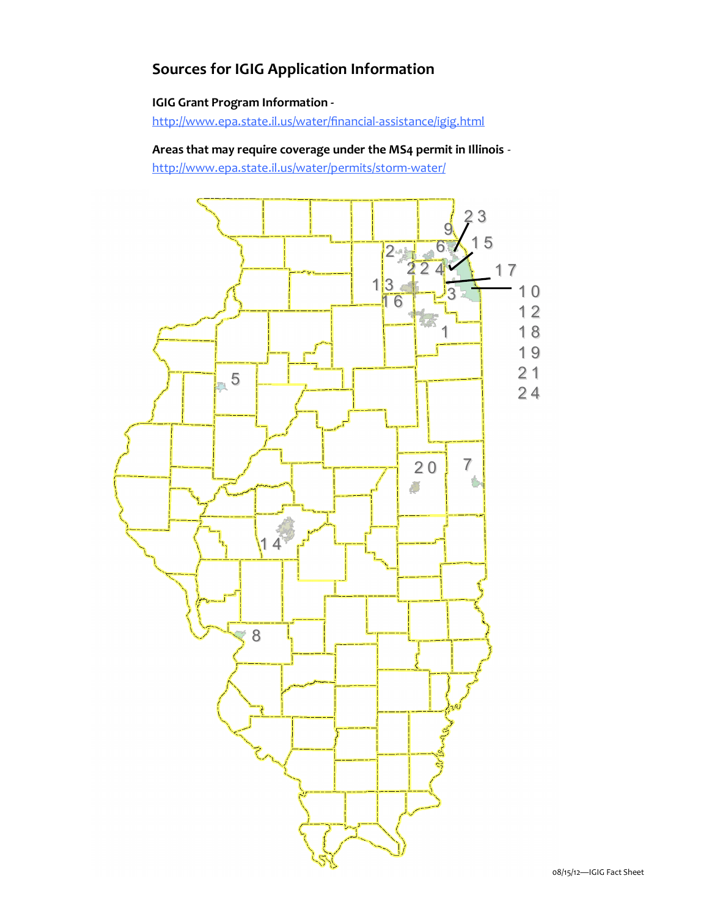## Sources for IGIG Application Information

**IGIG Grant Program Information -**
http://www.epa.state.il.us/water/financial-assistance/igig.html

**Areas that may require coverage under the MS4 permit in Illinois -**
http://www.epa.state.il.us/water/permits/storm-water/

23
9
15
2
6
22
4
17
13
3
10
16
12
18
1
19
21
5
24
20
7
14
8

08/15/12—IGIG Fact Sheet